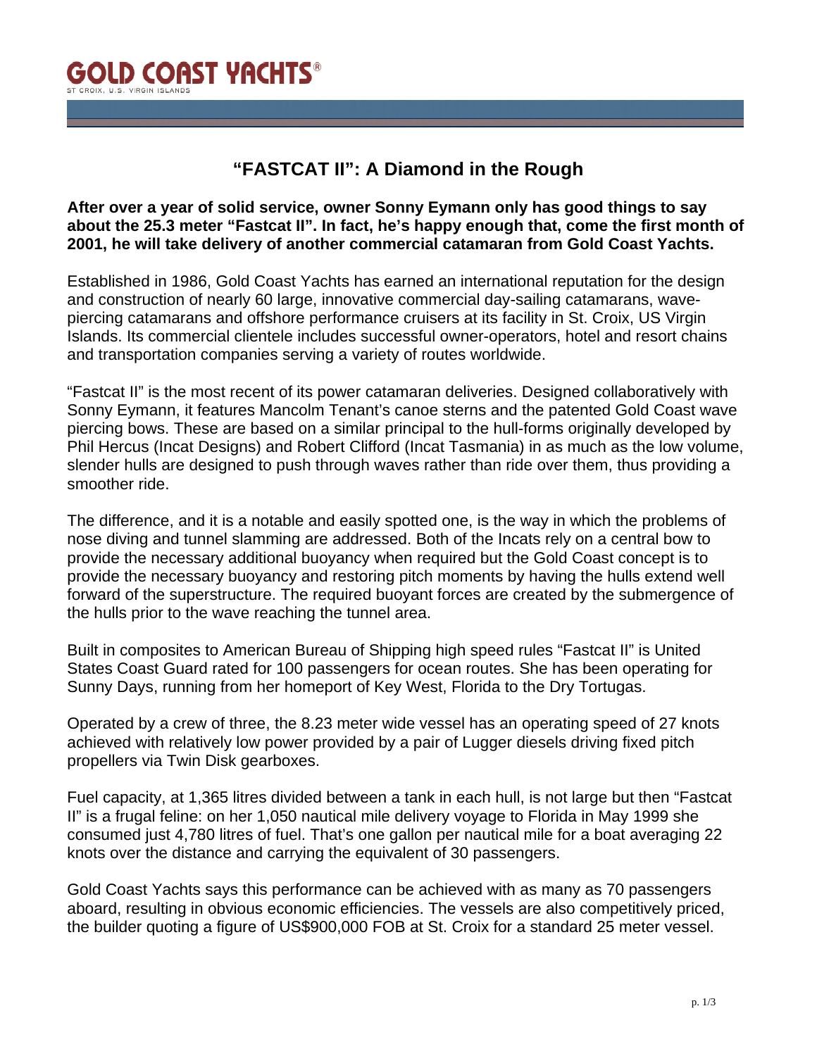# "FASTCAT II": A Diamond in the Rough

**After over a year of solid service, owner Sonny Eymann only has good things to say about the 25.3 meter "Fastcat II". In fact, he's happy enough that, come the first month of 2001, he will take delivery of another commercial catamaran from Gold Coast Yachts.**

Established in 1986, Gold Coast Yachts has earned an international reputation for the design and construction of nearly 60 large, innovative commercial day-sailing catamarans, wave-piercing catamarans and offshore performance cruisers at its facility in St. Croix, US Virgin Islands. Its commercial clientele includes successful owner-operators, hotel and resort chains and transportation companies serving a variety of routes worldwide.

"Fastcat II" is the most recent of its power catamaran deliveries. Designed collaboratively with Sonny Eymann, it features Mancolm Tenant's canoe sterns and the patented Gold Coast wave piercing bows. These are based on a similar principal to the hull-forms originally developed by Phil Hercus (Incat Designs) and Robert Clifford (Incat Tasmania) in as much as the low volume, slender hulls are designed to push through waves rather than ride over them, thus providing a smoother ride.

The difference, and it is a notable and easily spotted one, is the way in which the problems of nose diving and tunnel slamming are addressed. Both of the Incats rely on a central bow to provide the necessary additional buoyancy when required but the Gold Coast concept is to provide the necessary buoyancy and restoring pitch moments by having the hulls extend well forward of the superstructure. The required buoyant forces are created by the submergence of the hulls prior to the wave reaching the tunnel area.

Built in composites to American Bureau of Shipping high speed rules "Fastcat II" is United States Coast Guard rated for 100 passengers for ocean routes. She has been operating for Sunny Days, running from her homeport of Key West, Florida to the Dry Tortugas.

Operated by a crew of three, the 8.23 meter wide vessel has an operating speed of 27 knots achieved with relatively low power provided by a pair of Lugger diesels driving fixed pitch propellers via Twin Disk gearboxes.

Fuel capacity, at 1,365 litres divided between a tank in each hull, is not large but then "Fastcat II" is a frugal feline: on her 1,050 nautical mile delivery voyage to Florida in May 1999 she consumed just 4,780 litres of fuel. That's one gallon per nautical mile for a boat averaging 22 knots over the distance and carrying the equivalent of 30 passengers.

Gold Coast Yachts says this performance can be achieved with as many as 70 passengers aboard, resulting in obvious economic efficiencies. The vessels are also competitively priced, the builder quoting a figure of US$900,000 FOB at St. Croix for a standard 25 meter vessel.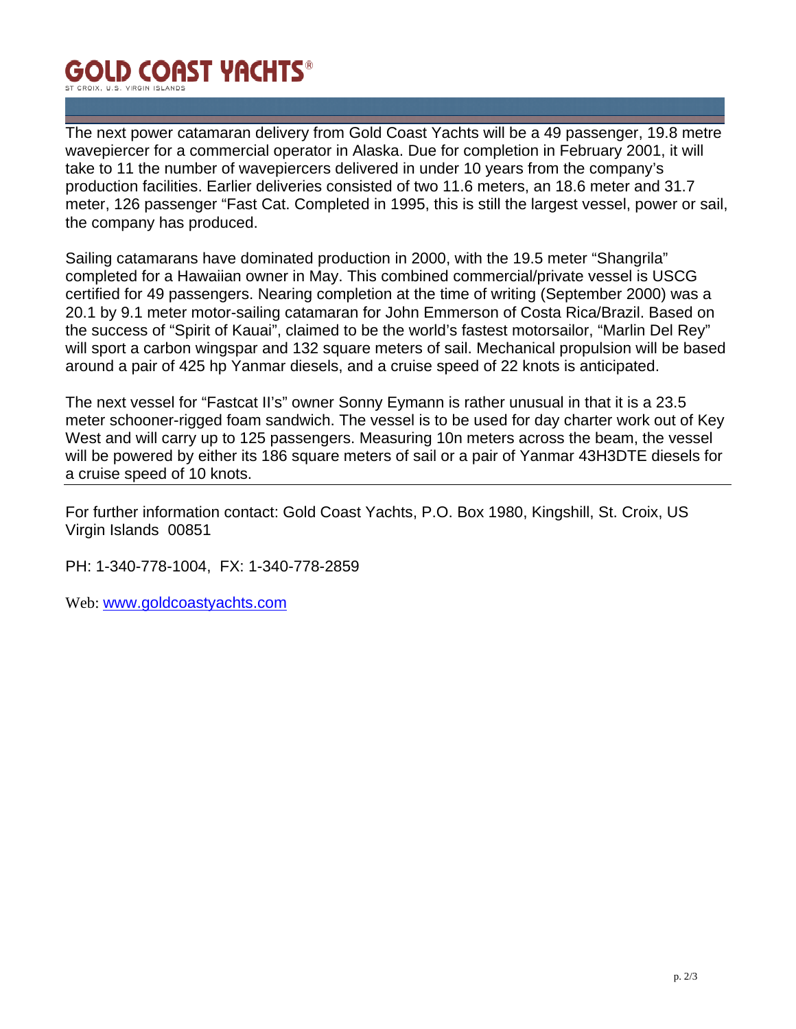# GOLD COAST YACHTS®

ST CROIX, U.S. VIRGIN ISLANDS

The next power catamaran delivery from Gold Coast Yachts will be a 49 passenger, 19.8 metre wavepiercer for a commercial operator in Alaska. Due for completion in February 2001, it will take to 11 the number of wavepiercers delivered in under 10 years from the company's production facilities. Earlier deliveries consisted of two 11.6 meters, an 18.6 meter and 31.7 meter, 126 passenger "Fast Cat. Completed in 1995, this is still the largest vessel, power or sail, the company has produced.

Sailing catamarans have dominated production in 2000, with the 19.5 meter "Shangrila" completed for a Hawaiian owner in May. This combined commercial/private vessel is USCG certified for 49 passengers. Nearing completion at the time of writing (September 2000) was a 20.1 by 9.1 meter motor-sailing catamaran for John Emmerson of Costa Rica/Brazil. Based on the success of "Spirit of Kauai", claimed to be the world's fastest motorsailor, "Marlin Del Rey" will sport a carbon wingspar and 132 square meters of sail. Mechanical propulsion will be based around a pair of 425 hp Yanmar diesels, and a cruise speed of 22 knots is anticipated.

The next vessel for "Fastcat II's" owner Sonny Eymann is rather unusual in that it is a 23.5 meter schooner-rigged foam sandwich. The vessel is to be used for day charter work out of Key West and will carry up to 125 passengers. Measuring 10n meters across the beam, the vessel will be powered by either its 186 square meters of sail or a pair of Yanmar 43H3DTE diesels for a cruise speed of 10 knots.

---

For further information contact: Gold Coast Yachts, P.O. Box 1980, Kingshill, St. Croix, US Virgin Islands 00851

PH: 1-340-778-1004, FX: 1-340-778-2859

Web: [www.goldcoastyachts.com](http://www.goldcoastyachts.com)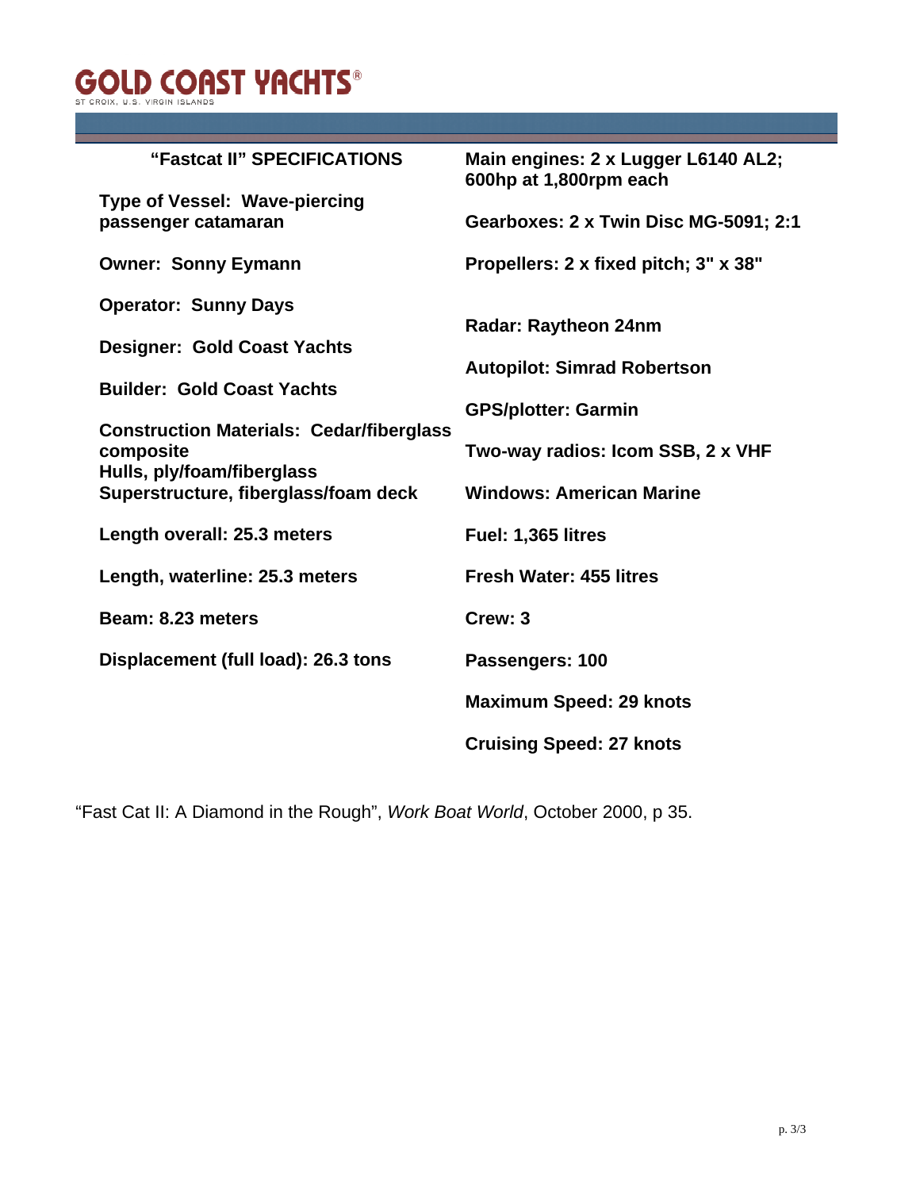**GOLD COAST YACHTS**®
ST CROIX, U.S. VIRGIN ISLANDS

## "Fastcat II" SPECIFICATIONS

**Type of Vessel: Wave-piercing passenger catamaran**

**Owner: Sonny Eymann**

**Operator: Sunny Days**

**Designer: Gold Coast Yachts**

**Builder: Gold Coast Yachts**

**Construction Materials: Cedar/fiberglass composite**
**Hulls, ply/foam/fiberglass**
**Superstructure, fiberglass/foam deck**

**Length overall: 25.3 meters**

**Length, waterline: 25.3 meters**

**Beam: 8.23 meters**

**Displacement (full load): 26.3 tons**

**Main engines: 2 x Lugger L6140 AL2; 600hp at 1,800rpm each**

**Gearboxes: 2 x Twin Disc MG-5091; 2:1**

**Propellers: 2 x fixed pitch; 3" x 38"**

**Radar: Raytheon 24nm**

**Autopilot: Simrad Robertson**

**GPS/plotter: Garmin**

**Two-way radios: Icom SSB, 2 x VHF**

**Windows: American Marine**

**Fuel: 1,365 litres**

**Fresh Water: 455 litres**

**Crew: 3**

**Passengers: 100**

**Maximum Speed: 29 knots**

**Cruising Speed: 27 knots**

"Fast Cat II: A Diamond in the Rough", *Work Boat World*, October 2000, p 35.